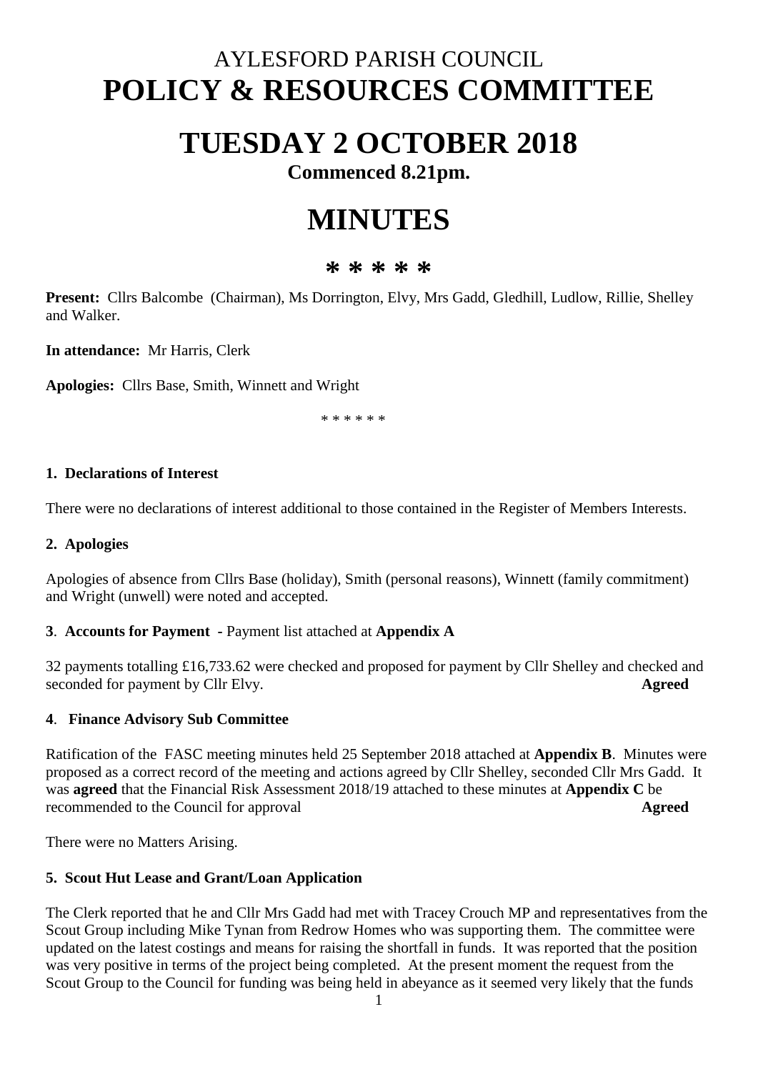# AYLESFORD PARISH COUNCIL
# POLICY & RESOURCES COMMITTEE

# TUESDAY 2 OCTOBER 2018

**Commenced 8.21pm.**

# MINUTES

**\* \* \* \* \***

**Present:** Cllrs Balcombe (Chairman), Ms Dorrington, Elvy, Mrs Gadd, Gledhill, Ludlow, Rillie, Shelley and Walker.

**In attendance:** Mr Harris, Clerk

**Apologies:** Cllrs Base, Smith, Winnett and Wright

\* \* \* \* \* \*

### 1. Declarations of Interest

There were no declarations of interest additional to those contained in the Register of Members Interests.

### 2. Apologies

Apologies of absence from Cllrs Base (holiday), Smith (personal reasons), Winnett (family commitment) and Wright (unwell) were noted and accepted.

### 3. Accounts for Payment - Payment list attached at Appendix A

32 payments totalling £16,733.62 were checked and proposed for payment by Cllr Shelley and checked and seconded for payment by Cllr Elvy. **Agreed**

### 4. Finance Advisory Sub Committee

Ratification of the FASC meeting minutes held 25 September 2018 attached at **Appendix B**. Minutes were proposed as a correct record of the meeting and actions agreed by Cllr Shelley, seconded Cllr Mrs Gadd. It was **agreed** that the Financial Risk Assessment 2018/19 attached to these minutes at **Appendix C** be recommended to the Council for approval **Agreed**

There were no Matters Arising.

### 5. Scout Hut Lease and Grant/Loan Application

The Clerk reported that he and Cllr Mrs Gadd had met with Tracey Crouch MP and representatives from the Scout Group including Mike Tynan from Redrow Homes who was supporting them. The committee were updated on the latest costings and means for raising the shortfall in funds. It was reported that the position was very positive in terms of the project being completed. At the present moment the request from the Scout Group to the Council for funding was being held in abeyance as it seemed very likely that the funds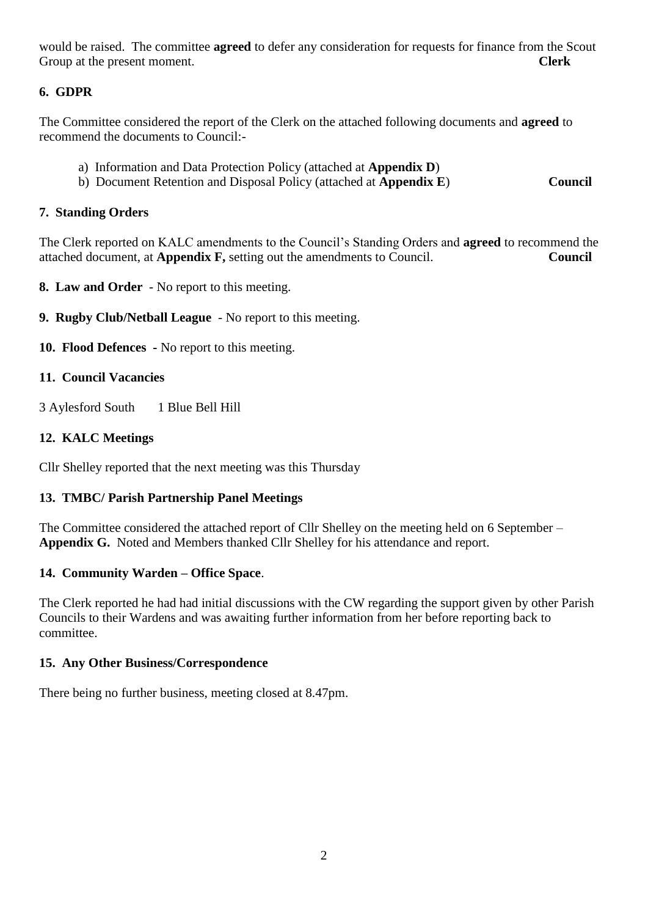would be raised. The committee **agreed** to defer any consideration for requests for finance from the Scout Group at the present moment. **Clerk**

## 6. GDPR

The Committee considered the report of the Clerk on the attached following documents and **agreed** to recommend the documents to Council:-

a) Information and Data Protection Policy (attached at **Appendix D**)
b) Document Retention and Disposal Policy (attached at **Appendix E**) **Council**

## 7. Standing Orders

The Clerk reported on KALC amendments to the Council's Standing Orders and **agreed** to recommend the attached document, at **Appendix F,** setting out the amendments to Council. **Council**

**8. Law and Order** - No report to this meeting.

**9. Rugby Club/Netball League** - No report to this meeting.

**10. Flood Defences** - No report to this meeting.

## 11. Council Vacancies

3 Aylesford South 1 Blue Bell Hill

## 12. KALC Meetings

Cllr Shelley reported that the next meeting was this Thursday

## 13. TMBC/ Parish Partnership Panel Meetings

The Committee considered the attached report of Cllr Shelley on the meeting held on 6 September – **Appendix G.** Noted and Members thanked Cllr Shelley for his attendance and report.

## 14. Community Warden – Office Space.

The Clerk reported he had had initial discussions with the CW regarding the support given by other Parish Councils to their Wardens and was awaiting further information from her before reporting back to committee.

## 15. Any Other Business/Correspondence

There being no further business, meeting closed at 8.47pm.